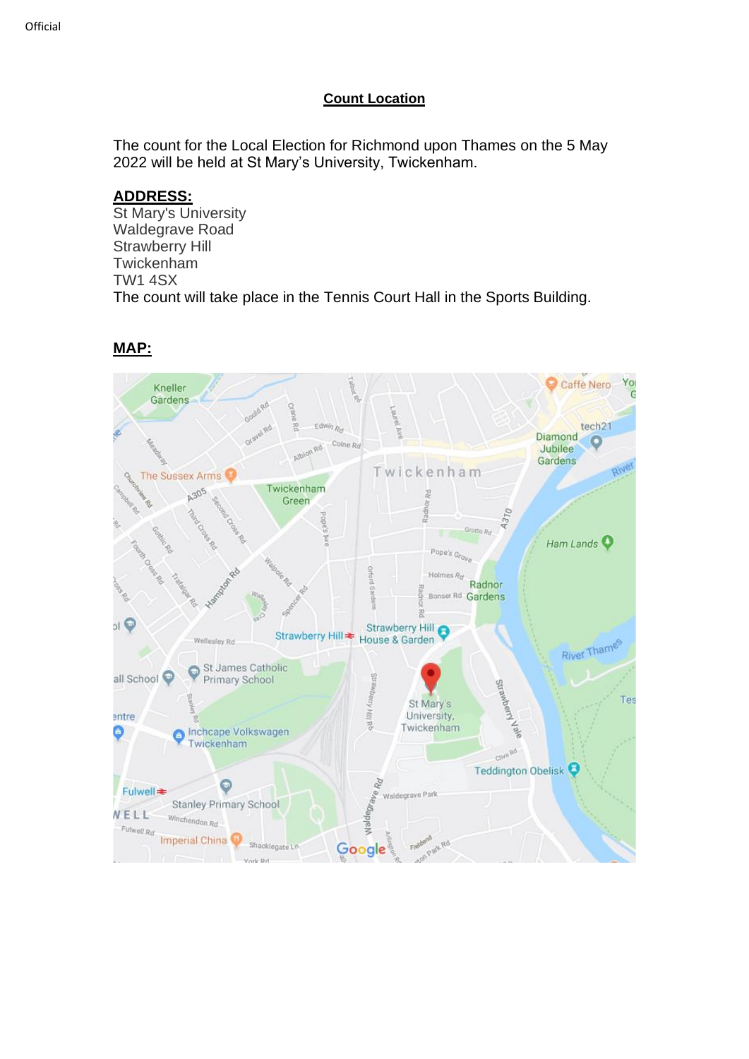## Count Location

The count for the Local Election for Richmond upon Thames on the 5 May 2022 will be held at St Mary's University, Twickenham.

**ADDRESS:**

St Mary's University
Waldegrave Road
Strawberry Hill
Twickenham
TW1 4SX

The count will take place in the Tennis Court Hall in the Sports Building.

**MAP:**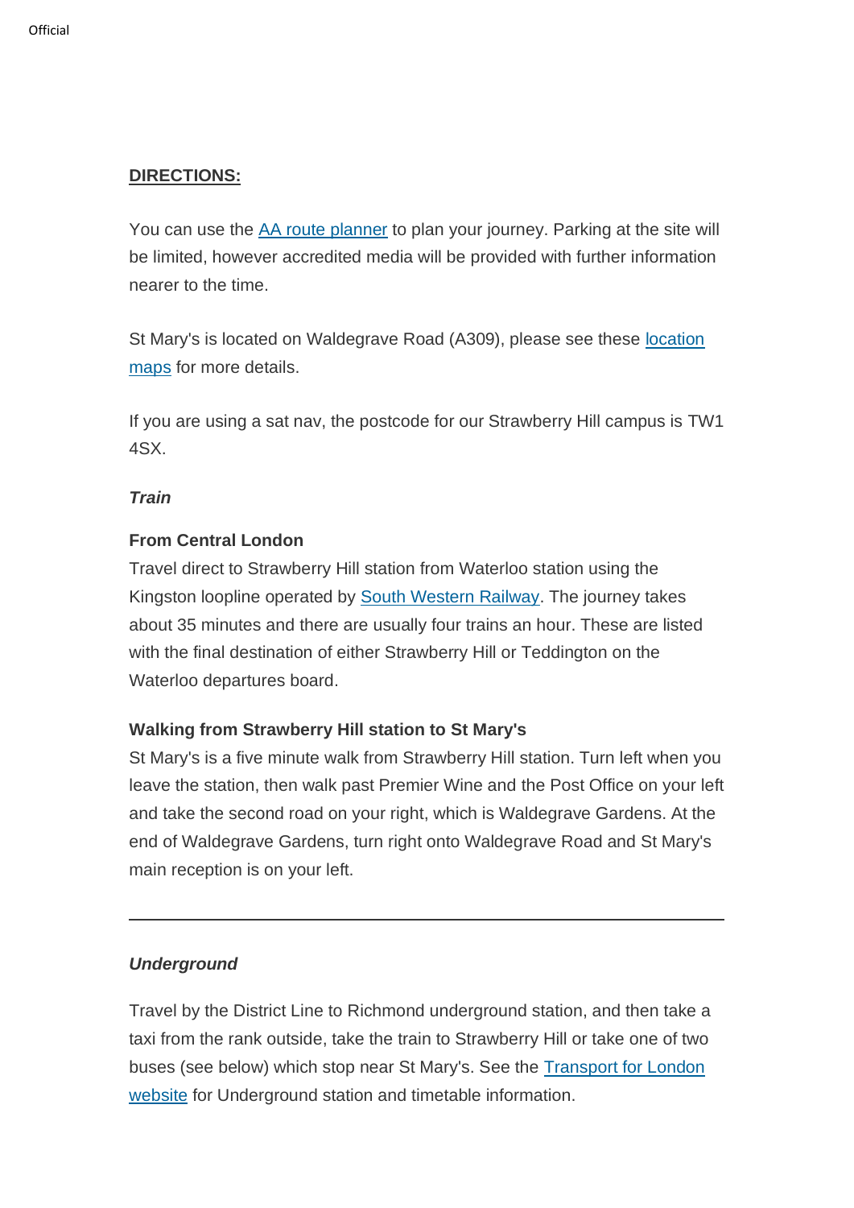**DIRECTIONS:**

You can use the AA route planner to plan your journey. Parking at the site will be limited, however accredited media will be provided with further information nearer to the time.

St Mary's is located on Waldegrave Road (A309), please see these location maps for more details.

If you are using a sat nav, the postcode for our Strawberry Hill campus is TW1 4SX.

***Train***

**From Central London**

Travel direct to Strawberry Hill station from Waterloo station using the Kingston loopline operated by South Western Railway. The journey takes about 35 minutes and there are usually four trains an hour. These are listed with the final destination of either Strawberry Hill or Teddington on the Waterloo departures board.

**Walking from Strawberry Hill station to St Mary's**

St Mary's is a five minute walk from Strawberry Hill station. Turn left when you leave the station, then walk past Premier Wine and the Post Office on your left and take the second road on your right, which is Waldegrave Gardens. At the end of Waldegrave Gardens, turn right onto Waldegrave Road and St Mary's main reception is on your left.

---

***Underground***

Travel by the District Line to Richmond underground station, and then take a taxi from the rank outside, take the train to Strawberry Hill or take one of two buses (see below) which stop near St Mary's. See the Transport for London website for Underground station and timetable information.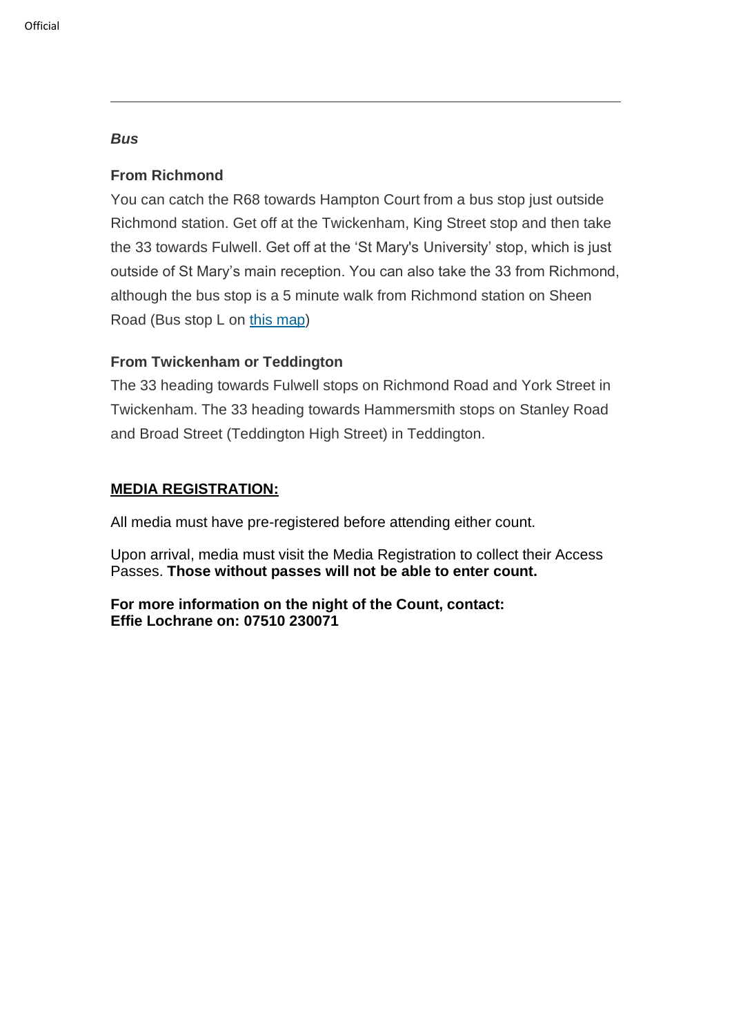---

***Bus***

**From Richmond**

You can catch the R68 towards Hampton Court from a bus stop just outside Richmond station. Get off at the Twickenham, King Street stop and then take the 33 towards Fulwell. Get off at the 'St Mary's University' stop, which is just outside of St Mary's main reception. You can also take the 33 from Richmond, although the bus stop is a 5 minute walk from Richmond station on Sheen Road (Bus stop L on this map)

**From Twickenham or Teddington**

The 33 heading towards Fulwell stops on Richmond Road and York Street in Twickenham. The 33 heading towards Hammersmith stops on Stanley Road and Broad Street (Teddington High Street) in Teddington.

**MEDIA REGISTRATION:**

All media must have pre-registered before attending either count.

Upon arrival, media must visit the Media Registration to collect their Access Passes. **Those without passes will not be able to enter count.**

**For more information on the night of the Count, contact:**
**Effie Lochrane on: 07510 230071**